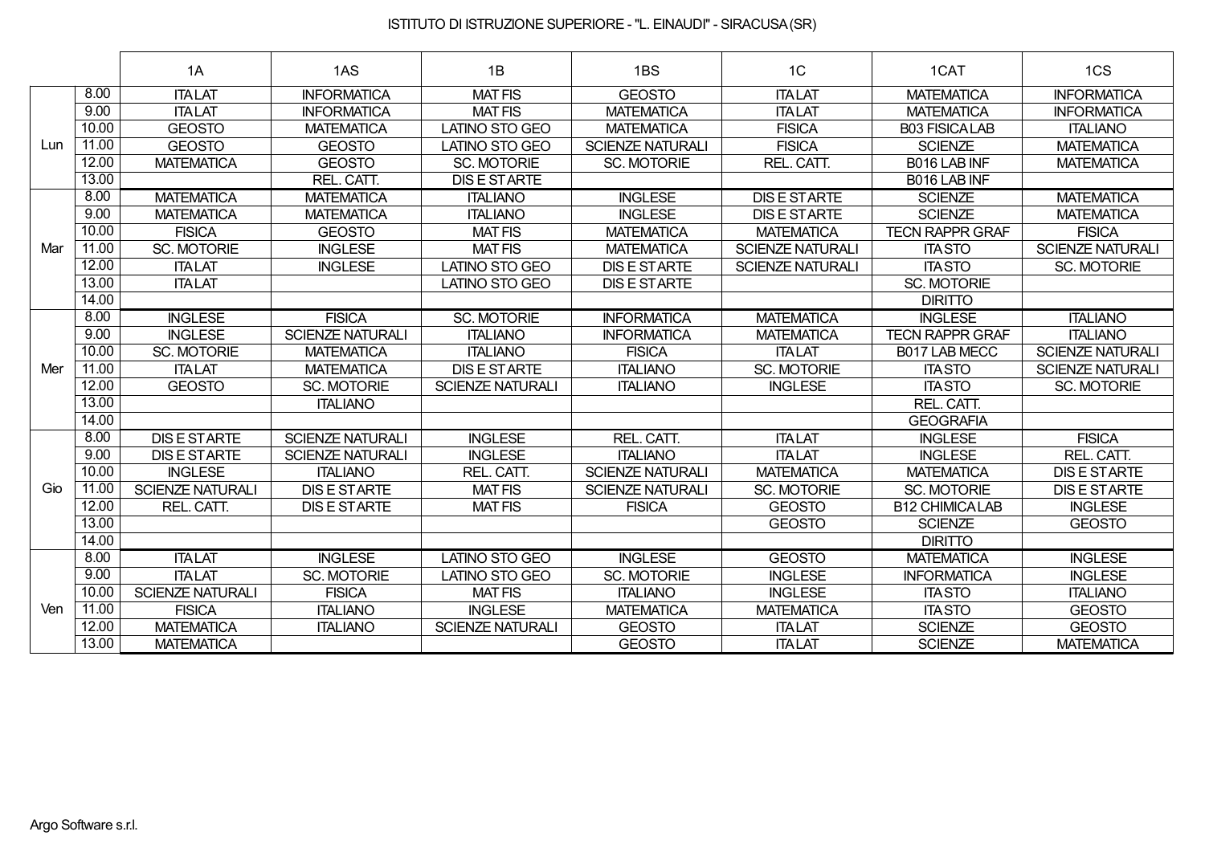# ISTITUTO DI ISTRUZIONE SUPERIORE - "L. EINAUDI" - SIRACUSA (SR)

| | | 1A | 1AS | 1B | 1BS | 1C | 1CAT | 1CS |
|---|---|---|---|---|---|---|---|---|
| Lun | 8.00 | ITA LAT | INFORMATICA | MAT FIS | GEOSTO | ITA LAT | MATEMATICA | INFORMATICA |
| | 9.00 | ITA LAT | INFORMATICA | MAT FIS | MATEMATICA | ITA LAT | MATEMATICA | INFORMATICA |
| | 10.00 | GEOSTO | MATEMATICA | LATINO STO GEO | MATEMATICA | FISICA | B03 FISICA LAB | ITALIANO |
| | 11.00 | GEOSTO | GEOSTO | LATINO STO GEO | SCIENZE NATURALI | FISICA | SCIENZE | MATEMATICA |
| | 12.00 | MATEMATICA | GEOSTO | SC. MOTORIE | SC. MOTORIE | REL. CATT. | B016 LAB INF | MATEMATICA |
| | 13.00 | | REL. CATT. | DIS E ST ARTE | | | B016 LAB INF | |
| Mar | 8.00 | MATEMATICA | MATEMATICA | ITALIANO | INGLESE | DIS E ST ARTE | SCIENZE | MATEMATICA |
| | 9.00 | MATEMATICA | MATEMATICA | ITALIANO | INGLESE | DIS E ST ARTE | SCIENZE | MATEMATICA |
| | 10.00 | FISICA | GEOSTO | MAT FIS | MATEMATICA | MATEMATICA | TECN RAPPR GRAF | FISICA |
| | 11.00 | SC. MOTORIE | INGLESE | MAT FIS | MATEMATICA | SCIENZE NATURALI | ITA STO | SCIENZE NATURALI |
| | 12.00 | ITA LAT | INGLESE | LATINO STO GEO | DIS E ST ARTE | SCIENZE NATURALI | ITA STO | SC. MOTORIE |
| | 13.00 | ITA LAT | | LATINO STO GEO | DIS E ST ARTE | | SC. MOTORIE | |
| | 14.00 | | | | | | DIRITTO | |
| Mer | 8.00 | INGLESE | FISICA | SC. MOTORIE | INFORMATICA | MATEMATICA | INGLESE | ITALIANO |
| | 9.00 | INGLESE | SCIENZE NATURALI | ITALIANO | INFORMATICA | MATEMATICA | TECN RAPPR GRAF | ITALIANO |
| | 10.00 | SC. MOTORIE | MATEMATICA | ITALIANO | FISICA | ITA LAT | B017 LAB MECC | SCIENZE NATURALI |
| | 11.00 | ITA LAT | MATEMATICA | DIS E ST ARTE | ITALIANO | SC. MOTORIE | ITA STO | SCIENZE NATURALI |
| | 12.00 | GEOSTO | SC. MOTORIE | SCIENZE NATURALI | ITALIANO | INGLESE | ITA STO | SC. MOTORIE |
| | 13.00 | | ITALIANO | | | | REL. CATT. | |
| | 14.00 | | | | | | GEOGRAFIA | |
| Gio | 8.00 | DIS E ST ARTE | SCIENZE NATURALI | INGLESE | REL. CATT. | ITA LAT | INGLESE | FISICA |
| | 9.00 | DIS E ST ARTE | SCIENZE NATURALI | INGLESE | ITALIANO | ITA LAT | INGLESE | REL. CATT. |
| | 10.00 | INGLESE | ITALIANO | REL. CATT. | SCIENZE NATURALI | MATEMATICA | MATEMATICA | DIS E ST ARTE |
| | 11.00 | SCIENZE NATURALI | DIS E ST ARTE | MAT FIS | SCIENZE NATURALI | SC. MOTORIE | SC. MOTORIE | DIS E ST ARTE |
| | 12.00 | REL. CATT. | DIS E ST ARTE | MAT FIS | FISICA | GEOSTO | B12 CHIMICA LAB | INGLESE |
| | 13.00 | | | | | GEOSTO | SCIENZE | GEOSTO |
| | 14.00 | | | | | | DIRITTO | |
| Ven | 8.00 | ITA LAT | INGLESE | LATINO STO GEO | INGLESE | GEOSTO | MATEMATICA | INGLESE |
| | 9.00 | ITA LAT | SC. MOTORIE | LATINO STO GEO | SC. MOTORIE | INGLESE | INFORMATICA | INGLESE |
| | 10.00 | SCIENZE NATURALI | FISICA | MAT FIS | ITALIANO | INGLESE | ITA STO | ITALIANO |
| | 11.00 | FISICA | ITALIANO | INGLESE | MATEMATICA | MATEMATICA | ITA STO | GEOSTO |
| | 12.00 | MATEMATICA | ITALIANO | SCIENZE NATURALI | GEOSTO | ITA LAT | SCIENZE | GEOSTO |
| | 13.00 | MATEMATICA | | | GEOSTO | ITA LAT | SCIENZE | MATEMATICA |

Argo Software s.r.l.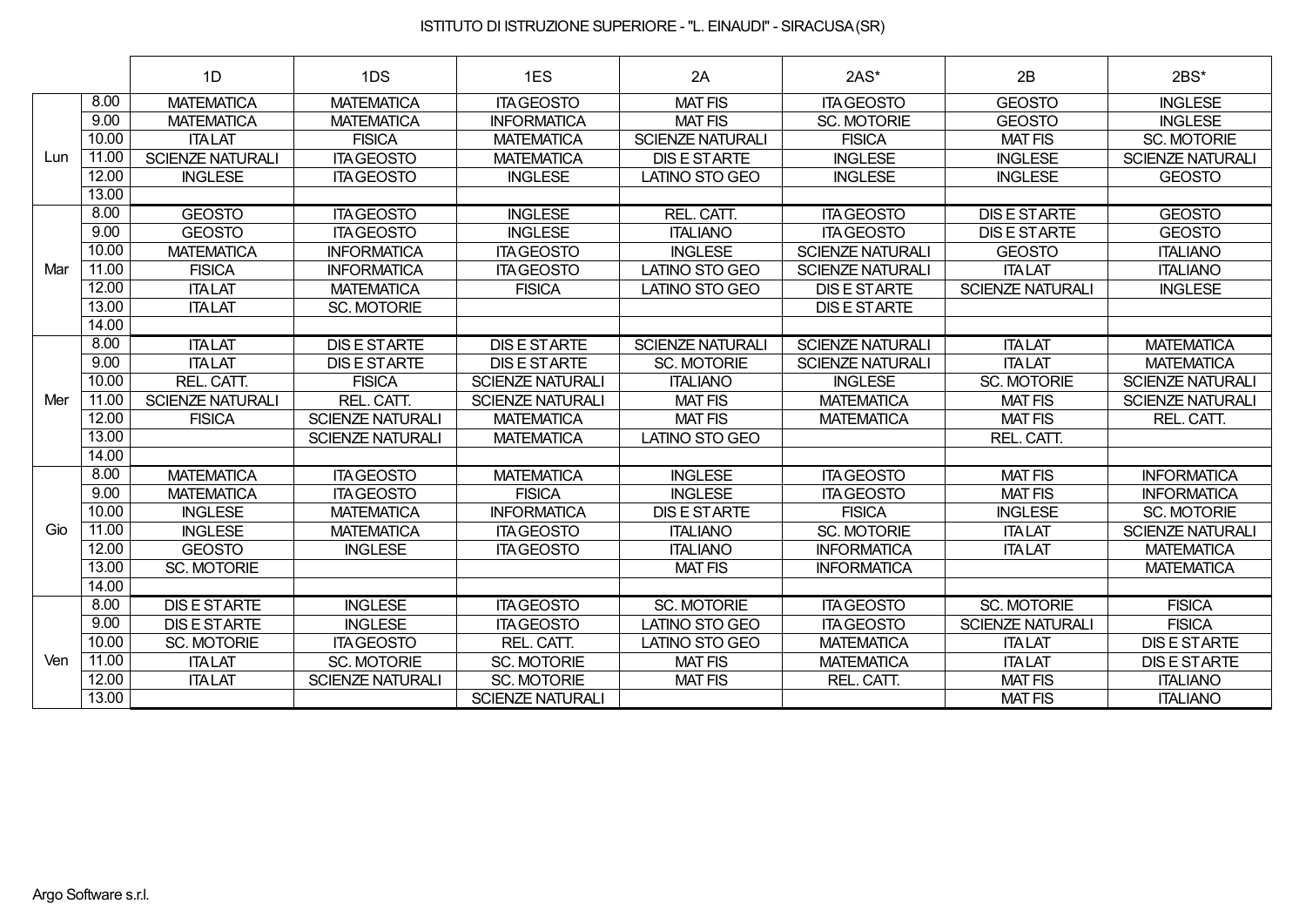# ISTITUTO DI ISTRUZIONE SUPERIORE - "L. EINAUDI" - SIRACUSA (SR)

| | | 1D | 1DS | 1ES | 2A | 2AS* | 2B | 2BS* |
|---|---|---|---|---|---|---|---|---|
| Lun | 8.00 | MATEMATICA | MATEMATICA | ITA GEOSTO | MAT FIS | ITA GEOSTO | GEOSTO | INGLESE |
| | 9.00 | MATEMATICA | MATEMATICA | INFORMATICA | MAT FIS | SC. MOTORIE | GEOSTO | INGLESE |
| | 10.00 | ITA LAT | FISICA | MATEMATICA | SCIENZE NATURALI | FISICA | MAT FIS | SC. MOTORIE |
| | 11.00 | SCIENZE NATURALI | ITA GEOSTO | MATEMATICA | DIS E ST ARTE | INGLESE | INGLESE | SCIENZE NATURALI |
| | 12.00 | INGLESE | ITA GEOSTO | INGLESE | LATINO STO GEO | INGLESE | INGLESE | GEOSTO |
| | 13.00 | | | | | | | |
| Mar | 8.00 | GEOSTO | ITA GEOSTO | INGLESE | REL. CATT. | ITA GEOSTO | DIS E ST ARTE | GEOSTO |
| | 9.00 | GEOSTO | ITA GEOSTO | INGLESE | ITALIANO | ITA GEOSTO | DIS E ST ARTE | GEOSTO |
| | 10.00 | MATEMATICA | INFORMATICA | ITA GEOSTO | INGLESE | SCIENZE NATURALI | GEOSTO | ITALIANO |
| | 11.00 | FISICA | INFORMATICA | ITA GEOSTO | LATINO STO GEO | SCIENZE NATURALI | ITA LAT | ITALIANO |
| | 12.00 | ITA LAT | MATEMATICA | FISICA | LATINO STO GEO | DIS E ST ARTE | SCIENZE NATURALI | INGLESE |
| | 13.00 | ITA LAT | SC. MOTORIE | | | DIS E ST ARTE | | |
| | 14.00 | | | | | | | |
| Mer | 8.00 | ITA LAT | DIS E ST ARTE | DIS E ST ARTE | SCIENZE NATURALI | SCIENZE NATURALI | ITA LAT | MATEMATICA |
| | 9.00 | ITA LAT | DIS E ST ARTE | DIS E ST ARTE | SC. MOTORIE | SCIENZE NATURALI | ITA LAT | MATEMATICA |
| | 10.00 | REL. CATT. | FISICA | SCIENZE NATURALI | ITALIANO | INGLESE | SC. MOTORIE | SCIENZE NATURALI |
| | 11.00 | SCIENZE NATURALI | REL. CATT. | SCIENZE NATURALI | MAT FIS | MATEMATICA | MAT FIS | SCIENZE NATURALI |
| | 12.00 | FISICA | SCIENZE NATURALI | MATEMATICA | MAT FIS | MATEMATICA | MAT FIS | REL. CATT. |
| | 13.00 | | SCIENZE NATURALI | MATEMATICA | LATINO STO GEO | | REL. CATT. | |
| | 14.00 | | | | | | | |
| Gio | 8.00 | MATEMATICA | ITA GEOSTO | MATEMATICA | INGLESE | ITA GEOSTO | MAT FIS | INFORMATICA |
| | 9.00 | MATEMATICA | ITA GEOSTO | FISICA | INGLESE | ITA GEOSTO | MAT FIS | INFORMATICA |
| | 10.00 | INGLESE | MATEMATICA | INFORMATICA | DIS E ST ARTE | FISICA | INGLESE | SC. MOTORIE |
| | 11.00 | INGLESE | MATEMATICA | ITA GEOSTO | ITALIANO | SC. MOTORIE | ITA LAT | SCIENZE NATURALI |
| | 12.00 | GEOSTO | INGLESE | ITA GEOSTO | ITALIANO | INFORMATICA | ITA LAT | MATEMATICA |
| | 13.00 | SC. MOTORIE | | | MAT FIS | INFORMATICA | | MATEMATICA |
| | 14.00 | | | | | | | |
| Ven | 8.00 | DIS E ST ARTE | INGLESE | ITA GEOSTO | SC. MOTORIE | ITA GEOSTO | SC. MOTORIE | FISICA |
| | 9.00 | DIS E ST ARTE | INGLESE | ITA GEOSTO | LATINO STO GEO | ITA GEOSTO | SCIENZE NATURALI | FISICA |
| | 10.00 | SC. MOTORIE | ITA GEOSTO | REL. CATT. | LATINO STO GEO | MATEMATICA | ITA LAT | DIS E ST ARTE |
| | 11.00 | ITA LAT | SC. MOTORIE | SC. MOTORIE | MAT FIS | MATEMATICA | ITA LAT | DIS E ST ARTE |
| | 12.00 | ITA LAT | SCIENZE NATURALI | SC. MOTORIE | MAT FIS | REL. CATT. | MAT FIS | ITALIANO |
| | 13.00 | | | SCIENZE NATURALI | | | MAT FIS | ITALIANO |

Argo Software s.r.l.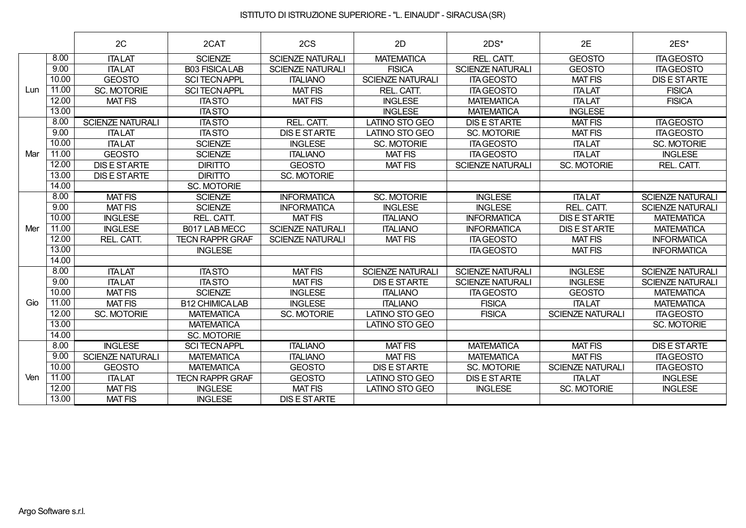ISTITUTO DI ISTRUZIONE SUPERIORE - "L. EINAUDI" - SIRACUSA (SR)

| | | 2C | 2CAT | 2CS | 2D | 2DS* | 2E | 2ES* |
|---|---|---|---|---|---|---|---|---|
| Lun | 8.00 | ITA LAT | SCIENZE | SCIENZE NATURALI | MATEMATICA | REL. CATT. | GEOSTO | ITA GEOSTO |
| | 9.00 | ITA LAT | B03 FISICA LAB | SCIENZE NATURALI | FISICA | SCIENZE NATURALI | GEOSTO | ITA GEOSTO |
| | 10.00 | GEOSTO | SCI TECN APPL | ITALIANO | SCIENZE NATURALI | ITA GEOSTO | MAT FIS | DIS E ST ARTE |
| | 11.00 | SC. MOTORIE | SCI TECN APPL | MAT FIS | REL. CATT. | ITA GEOSTO | ITA LAT | FISICA |
| | 12.00 | MAT FIS | ITA STO | MAT FIS | INGLESE | MATEMATICA | ITA LAT | FISICA |
| | 13.00 | | ITA STO | | INGLESE | MATEMATICA | INGLESE | |
| Mar | 8.00 | SCIENZE NATURALI | ITA STO | REL. CATT. | LATINO STO GEO | DIS E ST ARTE | MAT FIS | ITA GEOSTO |
| | 9.00 | ITA LAT | ITA STO | DIS E ST ARTE | LATINO STO GEO | SC. MOTORIE | MAT FIS | ITA GEOSTO |
| | 10.00 | ITA LAT | SCIENZE | INGLESE | SC. MOTORIE | ITA GEOSTO | ITA LAT | SC. MOTORIE |
| | 11.00 | GEOSTO | SCIENZE | ITALIANO | MAT FIS | ITA GEOSTO | ITA LAT | INGLESE |
| | 12.00 | DIS E ST ARTE | DIRITTO | GEOSTO | MAT FIS | SCIENZE NATURALI | SC. MOTORIE | REL. CATT. |
| | 13.00 | DIS E ST ARTE | DIRITTO | SC. MOTORIE | | | | |
| | 14.00 | | SC. MOTORIE | | | | | |
| Mer | 8.00 | MAT FIS | SCIENZE | INFORMATICA | SC. MOTORIE | INGLESE | ITA LAT | SCIENZE NATURALI |
| | 9.00 | MAT FIS | SCIENZE | INFORMATICA | INGLESE | INGLESE | REL. CATT. | SCIENZE NATURALI |
| | 10.00 | INGLESE | REL. CATT. | MAT FIS | ITALIANO | INFORMATICA | DIS E ST ARTE | MATEMATICA |
| | 11.00 | INGLESE | B017 LAB MECC | SCIENZE NATURALI | ITALIANO | INFORMATICA | DIS E ST ARTE | MATEMATICA |
| | 12.00 | REL. CATT. | TECN RAPPR GRAF | SCIENZE NATURALI | MAT FIS | ITA GEOSTO | MAT FIS | INFORMATICA |
| | 13.00 | | INGLESE | | | ITA GEOSTO | MAT FIS | INFORMATICA |
| | 14.00 | | | | | | | |
| Gio | 8.00 | ITA LAT | ITA STO | MAT FIS | SCIENZE NATURALI | SCIENZE NATURALI | INGLESE | SCIENZE NATURALI |
| | 9.00 | ITA LAT | ITA STO | MAT FIS | DIS E ST ARTE | SCIENZE NATURALI | INGLESE | SCIENZE NATURALI |
| | 10.00 | MAT FIS | SCIENZE | INGLESE | ITALIANO | ITA GEOSTO | GEOSTO | MATEMATICA |
| | 11.00 | MAT FIS | B12 CHIMICA LAB | INGLESE | ITALIANO | FISICA | ITA LAT | MATEMATICA |
| | 12.00 | SC. MOTORIE | MATEMATICA | SC. MOTORIE | LATINO STO GEO | FISICA | SCIENZE NATURALI | ITA GEOSTO |
| | 13.00 | | MATEMATICA | | LATINO STO GEO | | | SC. MOTORIE |
| | 14.00 | | SC. MOTORIE | | | | | |
| Ven | 8.00 | INGLESE | SCI TECN APPL | ITALIANO | MAT FIS | MATEMATICA | MAT FIS | DIS E ST ARTE |
| | 9.00 | SCIENZE NATURALI | MATEMATICA | ITALIANO | MAT FIS | MATEMATICA | MAT FIS | ITA GEOSTO |
| | 10.00 | GEOSTO | MATEMATICA | GEOSTO | DIS E ST ARTE | SC. MOTORIE | SCIENZE NATURALI | ITA GEOSTO |
| | 11.00 | ITA LAT | TECN RAPPR GRAF | GEOSTO | LATINO STO GEO | DIS E ST ARTE | ITA LAT | INGLESE |
| | 12.00 | MAT FIS | INGLESE | MAT FIS | LATINO STO GEO | INGLESE | SC. MOTORIE | INGLESE |
| | 13.00 | MAT FIS | INGLESE | DIS E ST ARTE | | | | |

Argo Software s.r.l.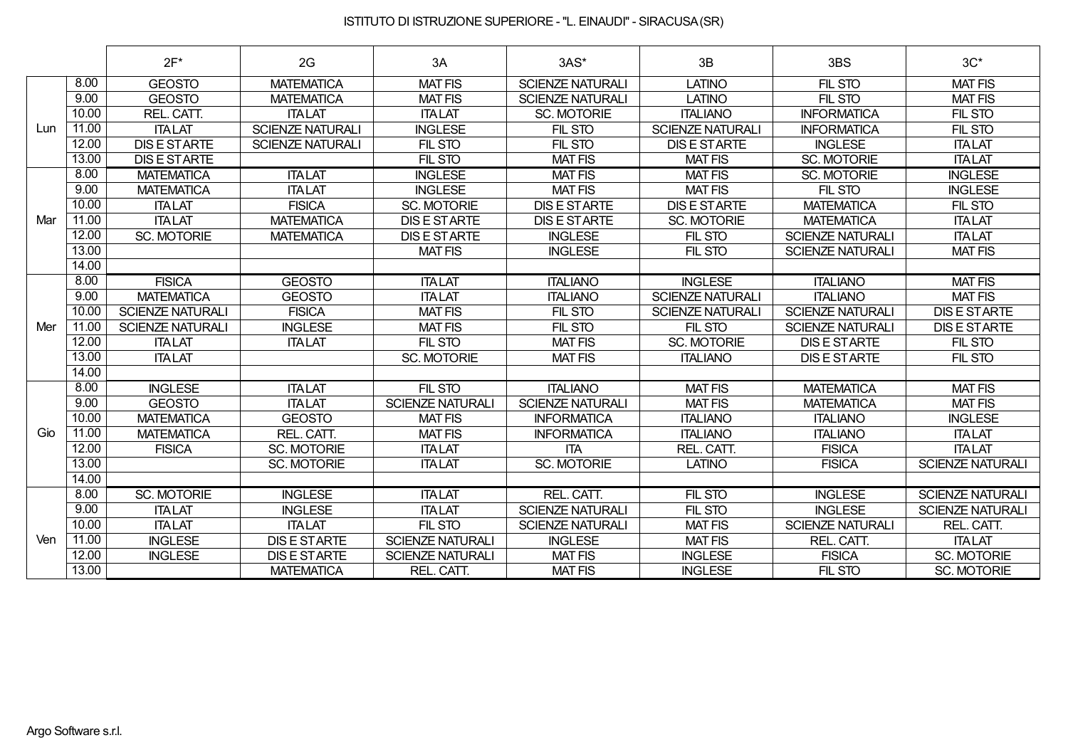# ISTITUTO DI ISTRUZIONE SUPERIORE - "L. EINAUDI" - SIRACUSA (SR)

| | | 2F* | 2G | 3A | 3AS* | 3B | 3BS | 3C* |
|---|---|---|---|---|---|---|---|---|
| Lun | 8.00 | GEOSTO | MATEMATICA | MAT FIS | SCIENZE NATURALI | LATINO | FIL STO | MAT FIS |
| | 9.00 | GEOSTO | MATEMATICA | MAT FIS | SCIENZE NATURALI | LATINO | FIL STO | MAT FIS |
| | 10.00 | REL. CATT. | ITA LAT | ITA LAT | SC. MOTORIE | ITALIANO | INFORMATICA | FIL STO |
| | 11.00 | ITA LAT | SCIENZE NATURALI | INGLESE | FIL STO | SCIENZE NATURALI | INFORMATICA | FIL STO |
| | 12.00 | DIS E STARTE | SCIENZE NATURALI | FIL STO | FIL STO | DIS E STARTE | INGLESE | ITA LAT |
| | 13.00 | DIS E STARTE | | FIL STO | MAT FIS | MAT FIS | SC. MOTORIE | ITA LAT |
| Mar | 8.00 | MATEMATICA | ITA LAT | INGLESE | MAT FIS | MAT FIS | SC. MOTORIE | INGLESE |
| | 9.00 | MATEMATICA | ITA LAT | INGLESE | MAT FIS | MAT FIS | FIL STO | INGLESE |
| | 10.00 | ITA LAT | FISICA | SC. MOTORIE | DIS E STARTE | DIS E STARTE | MATEMATICA | FIL STO |
| | 11.00 | ITA LAT | MATEMATICA | DIS E STARTE | DIS E STARTE | SC. MOTORIE | MATEMATICA | ITA LAT |
| | 12.00 | SC. MOTORIE | MATEMATICA | DIS E STARTE | INGLESE | FIL STO | SCIENZE NATURALI | ITA LAT |
| | 13.00 | | | MAT FIS | INGLESE | FIL STO | SCIENZE NATURALI | MAT FIS |
| | 14.00 | | | | | | | |
| Mer | 8.00 | FISICA | GEOSTO | ITA LAT | ITALIANO | INGLESE | ITALIANO | MAT FIS |
| | 9.00 | MATEMATICA | GEOSTO | ITA LAT | ITALIANO | SCIENZE NATURALI | ITALIANO | MAT FIS |
| | 10.00 | SCIENZE NATURALI | FISICA | MAT FIS | FIL STO | SCIENZE NATURALI | SCIENZE NATURALI | DIS E STARTE |
| | 11.00 | SCIENZE NATURALI | INGLESE | MAT FIS | FIL STO | FIL STO | SCIENZE NATURALI | DIS E STARTE |
| | 12.00 | ITA LAT | ITA LAT | FIL STO | MAT FIS | SC. MOTORIE | DIS E STARTE | FIL STO |
| | 13.00 | ITA LAT | | SC. MOTORIE | MAT FIS | ITALIANO | DIS E STARTE | FIL STO |
| | 14.00 | | | | | | | |
| Gio | 8.00 | INGLESE | ITA LAT | FIL STO | ITALIANO | MAT FIS | MATEMATICA | MAT FIS |
| | 9.00 | GEOSTO | ITA LAT | SCIENZE NATURALI | SCIENZE NATURALI | MAT FIS | MATEMATICA | MAT FIS |
| | 10.00 | MATEMATICA | GEOSTO | MAT FIS | INFORMATICA | ITALIANO | ITALIANO | INGLESE |
| | 11.00 | MATEMATICA | REL. CATT. | MAT FIS | INFORMATICA | ITALIANO | ITALIANO | ITA LAT |
| | 12.00 | FISICA | SC. MOTORIE | ITA LAT | ITA | REL. CATT. | FISICA | ITA LAT |
| | 13.00 | | SC. MOTORIE | ITA LAT | SC. MOTORIE | LATINO | FISICA | SCIENZE NATURALI |
| | 14.00 | | | | | | | |
| Ven | 8.00 | SC. MOTORIE | INGLESE | ITA LAT | REL. CATT. | FIL STO | INGLESE | SCIENZE NATURALI |
| | 9.00 | ITA LAT | INGLESE | ITA LAT | SCIENZE NATURALI | FIL STO | INGLESE | SCIENZE NATURALI |
| | 10.00 | ITA LAT | ITA LAT | FIL STO | SCIENZE NATURALI | MAT FIS | SCIENZE NATURALI | REL. CATT. |
| | 11.00 | INGLESE | DIS E STARTE | SCIENZE NATURALI | INGLESE | MAT FIS | REL. CATT. | ITA LAT |
| | 12.00 | INGLESE | DIS E STARTE | SCIENZE NATURALI | MAT FIS | INGLESE | FISICA | SC. MOTORIE |
| | 13.00 | | MATEMATICA | REL. CATT. | MAT FIS | INGLESE | FIL STO | SC. MOTORIE |

Argo Software s.r.l.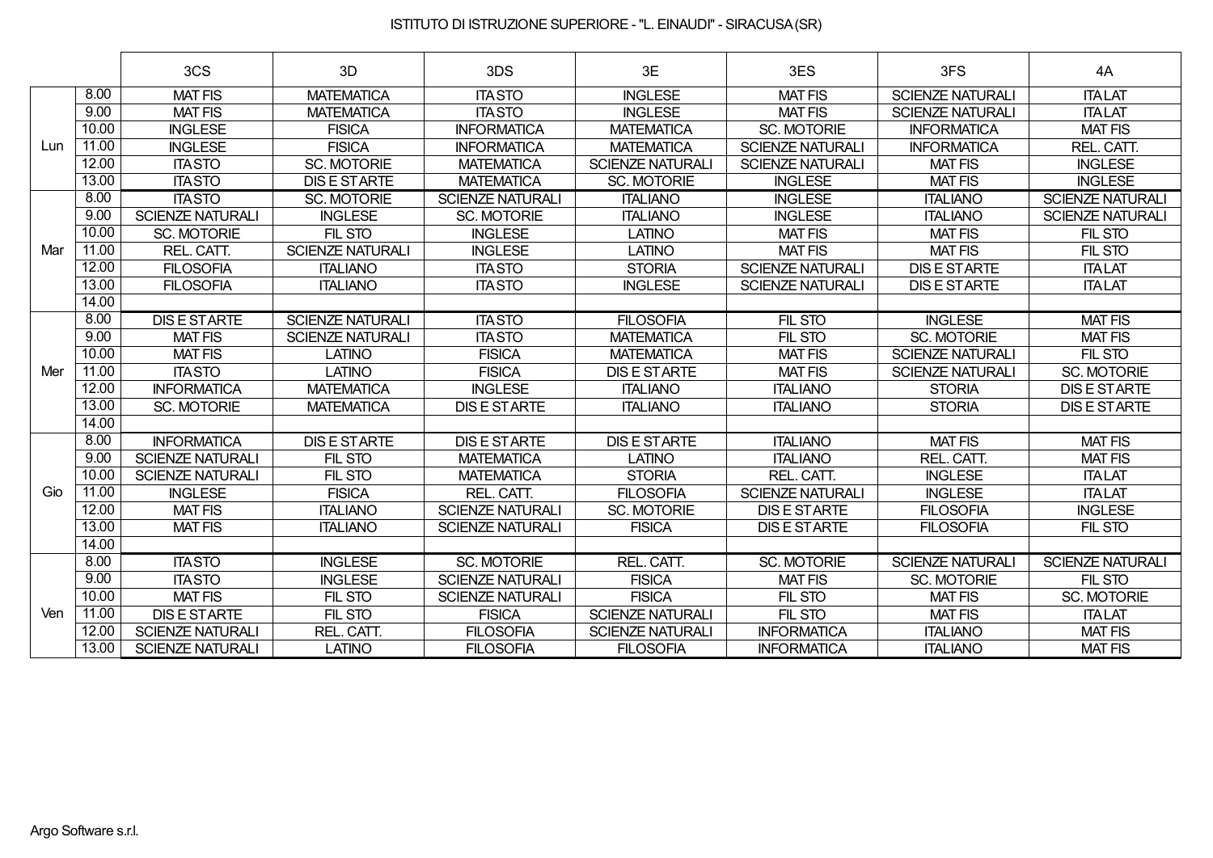ISTITUTO DI ISTRUZIONE SUPERIORE - "L. EINAUDI" - SIRACUSA (SR)

| | | 3CS | 3D | 3DS | 3E | 3ES | 3FS | 4A |
|---|---|---|---|---|---|---|---|---|
| Lun | 8.00 | MAT FIS | MATEMATICA | ITA STO | INGLESE | MAT FIS | SCIENZE NATURALI | ITA LAT |
| | 9.00 | MAT FIS | MATEMATICA | ITA STO | INGLESE | MAT FIS | SCIENZE NATURALI | ITA LAT |
| | 10.00 | INGLESE | FISICA | INFORMATICA | MATEMATICA | SC. MOTORIE | INFORMATICA | MAT FIS |
| | 11.00 | INGLESE | FISICA | INFORMATICA | MATEMATICA | SCIENZE NATURALI | INFORMATICA | REL. CATT. |
| | 12.00 | ITA STO | SC. MOTORIE | MATEMATICA | SCIENZE NATURALI | SCIENZE NATURALI | MAT FIS | INGLESE |
| | 13.00 | ITA STO | DIS E ST ARTE | MATEMATICA | SC. MOTORIE | INGLESE | MAT FIS | INGLESE |
| Mar | 8.00 | ITA STO | SC. MOTORIE | SCIENZE NATURALI | ITALIANO | INGLESE | ITALIANO | SCIENZE NATURALI |
| | 9.00 | SCIENZE NATURALI | INGLESE | SC. MOTORIE | ITALIANO | INGLESE | ITALIANO | SCIENZE NATURALI |
| | 10.00 | SC. MOTORIE | FIL STO | INGLESE | LATINO | MAT FIS | MAT FIS | FIL STO |
| | 11.00 | REL. CATT. | SCIENZE NATURALI | INGLESE | LATINO | MAT FIS | MAT FIS | FIL STO |
| | 12.00 | FILOSOFIA | ITALIANO | ITA STO | STORIA | SCIENZE NATURALI | DIS E ST ARTE | ITA LAT |
| | 13.00 | FILOSOFIA | ITALIANO | ITA STO | INGLESE | SCIENZE NATURALI | DIS E ST ARTE | ITA LAT |
| | 14.00 | | | | | | | |
| Mer | 8.00 | DIS E ST ARTE | SCIENZE NATURALI | ITA STO | FILOSOFIA | FIL STO | INGLESE | MAT FIS |
| | 9.00 | MAT FIS | SCIENZE NATURALI | ITA STO | MATEMATICA | FIL STO | SC. MOTORIE | MAT FIS |
| | 10.00 | MAT FIS | LATINO | FISICA | MATEMATICA | MAT FIS | SCIENZE NATURALI | FIL STO |
| | 11.00 | ITA STO | LATINO | FISICA | DIS E ST ARTE | MAT FIS | SCIENZE NATURALI | SC. MOTORIE |
| | 12.00 | INFORMATICA | MATEMATICA | INGLESE | ITALIANO | ITALIANO | STORIA | DIS E ST ARTE |
| | 13.00 | SC. MOTORIE | MATEMATICA | DIS E ST ARTE | ITALIANO | ITALIANO | STORIA | DIS E ST ARTE |
| | 14.00 | | | | | | | |
| Gio | 8.00 | INFORMATICA | DIS E ST ARTE | DIS E ST ARTE | DIS E ST ARTE | ITALIANO | MAT FIS | MAT FIS |
| | 9.00 | SCIENZE NATURALI | FIL STO | MATEMATICA | LATINO | ITALIANO | REL. CATT. | MAT FIS |
| | 10.00 | SCIENZE NATURALI | FIL STO | MATEMATICA | STORIA | REL. CATT. | INGLESE | ITA LAT |
| | 11.00 | INGLESE | FISICA | REL. CATT. | FILOSOFIA | SCIENZE NATURALI | INGLESE | ITA LAT |
| | 12.00 | MAT FIS | ITALIANO | SCIENZE NATURALI | SC. MOTORIE | DIS E ST ARTE | FILOSOFIA | INGLESE |
| | 13.00 | MAT FIS | ITALIANO | SCIENZE NATURALI | FISICA | DIS E ST ARTE | FILOSOFIA | FIL STO |
| | 14.00 | | | | | | | |
| Ven | 8.00 | ITA STO | INGLESE | SC. MOTORIE | REL. CATT. | SC. MOTORIE | SCIENZE NATURALI | SCIENZE NATURALI |
| | 9.00 | ITA STO | INGLESE | SCIENZE NATURALI | FISICA | MAT FIS | SC. MOTORIE | FIL STO |
| | 10.00 | MAT FIS | FIL STO | SCIENZE NATURALI | FISICA | FIL STO | MAT FIS | SC. MOTORIE |
| | 11.00 | DIS E ST ARTE | FIL STO | FISICA | SCIENZE NATURALI | FIL STO | MAT FIS | ITA LAT |
| | 12.00 | SCIENZE NATURALI | REL. CATT. | FILOSOFIA | SCIENZE NATURALI | INFORMATICA | ITALIANO | MAT FIS |
| | 13.00 | SCIENZE NATURALI | LATINO | FILOSOFIA | FILOSOFIA | INFORMATICA | ITALIANO | MAT FIS |

Argo Software s.r.l.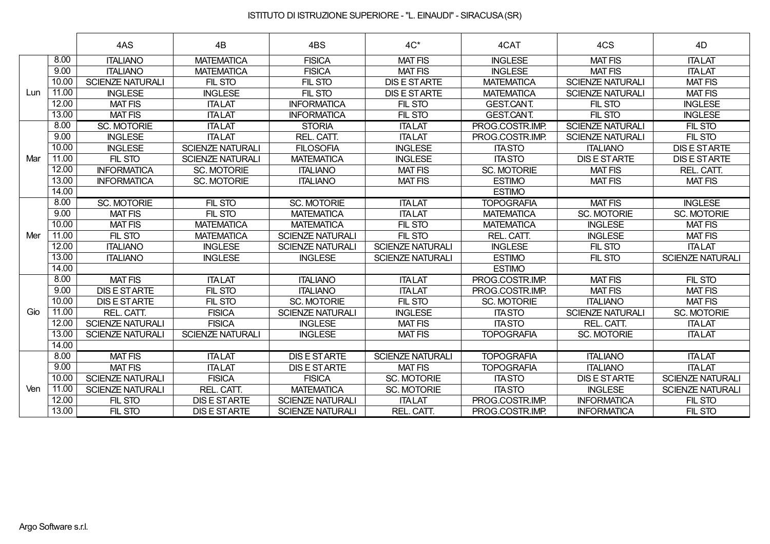ISTITUTO DI ISTRUZIONE SUPERIORE - "L. EINAUDI" - SIRACUSA (SR)

| | | 4AS | 4B | 4BS | 4C* | 4CAT | 4CS | 4D |
|---|---|---|---|---|---|---|---|---|
| Lun | 8.00 | ITALIANO | MATEMATICA | FISICA | MAT FIS | INGLESE | MAT FIS | ITALAT |
| | 9.00 | ITALIANO | MATEMATICA | FISICA | MAT FIS | INGLESE | MAT FIS | ITALAT |
| | 10.00 | SCIENZE NATURALI | FIL STO | FIL STO | DIS E STARTE | MATEMATICA | SCIENZE NATURALI | MAT FIS |
| | 11.00 | INGLESE | INGLESE | FIL STO | DIS E STARTE | MATEMATICA | SCIENZE NATURALI | MAT FIS |
| | 12.00 | MAT FIS | ITALAT | INFORMATICA | FIL STO | GEST.CANT. | FIL STO | INGLESE |
| | 13.00 | MAT FIS | ITALAT | INFORMATICA | FIL STO | GEST.CANT. | FIL STO | INGLESE |
| Mar | 8.00 | SC. MOTORIE | ITALAT | STORIA | ITALAT | PROG.COSTR.IMP. | SCIENZE NATURALI | FIL STO |
| | 9.00 | INGLESE | ITALAT | REL. CATT. | ITALAT | PROG.COSTR.IMP. | SCIENZE NATURALI | FIL STO |
| | 10.00 | INGLESE | SCIENZE NATURALI | FILOSOFIA | INGLESE | ITASTO | ITALIANO | DIS E STARTE |
| | 11.00 | FIL STO | SCIENZE NATURALI | MATEMATICA | INGLESE | ITASTO | DIS E STARTE | DIS E STARTE |
| | 12.00 | INFORMATICA | SC. MOTORIE | ITALIANO | MAT FIS | SC. MOTORIE | MAT FIS | REL. CATT. |
| | 13.00 | INFORMATICA | SC. MOTORIE | ITALIANO | MAT FIS | ESTIMO | MAT FIS | MAT FIS |
| | 14.00 | | | | | ESTIMO | | |
| Mer | 8.00 | SC. MOTORIE | FIL STO | SC. MOTORIE | ITALAT | TOPOGRAFIA | MAT FIS | INGLESE |
| | 9.00 | MAT FIS | FIL STO | MATEMATICA | ITALAT | MATEMATICA | SC. MOTORIE | SC. MOTORIE |
| | 10.00 | MAT FIS | MATEMATICA | MATEMATICA | FIL STO | MATEMATICA | INGLESE | MAT FIS |
| | 11.00 | FIL STO | MATEMATICA | SCIENZE NATURALI | FIL STO | REL. CATT. | INGLESE | MAT FIS |
| | 12.00 | ITALIANO | INGLESE | SCIENZE NATURALI | SCIENZE NATURALI | INGLESE | FIL STO | ITALAT |
| | 13.00 | ITALIANO | INGLESE | INGLESE | SCIENZE NATURALI | ESTIMO | FIL STO | SCIENZE NATURALI |
| | 14.00 | | | | | ESTIMO | | |
| Gio | 8.00 | MAT FIS | ITALAT | ITALIANO | ITALAT | PROG.COSTR.IMP. | MAT FIS | FIL STO |
| | 9.00 | DIS E STARTE | FIL STO | ITALIANO | ITALAT | PROG.COSTR.IMP. | MAT FIS | MAT FIS |
| | 10.00 | DIS E STARTE | FIL STO | SC. MOTORIE | FIL STO | SC. MOTORIE | ITALIANO | MAT FIS |
| | 11.00 | REL. CATT. | FISICA | SCIENZE NATURALI | INGLESE | ITASTO | SCIENZE NATURALI | SC. MOTORIE |
| | 12.00 | SCIENZE NATURALI | FISICA | INGLESE | MAT FIS | ITASTO | REL. CATT. | ITALAT |
| | 13.00 | SCIENZE NATURALI | SCIENZE NATURALI | INGLESE | MAT FIS | TOPOGRAFIA | SC. MOTORIE | ITALAT |
| | 14.00 | | | | | | | |
| Ven | 8.00 | MAT FIS | ITALAT | DIS E STARTE | SCIENZE NATURALI | TOPOGRAFIA | ITALIANO | ITALAT |
| | 9.00 | MAT FIS | ITALAT | DIS E STARTE | MAT FIS | TOPOGRAFIA | ITALIANO | ITALAT |
| | 10.00 | SCIENZE NATURALI | FISICA | FISICA | SC. MOTORIE | ITASTO | DIS E STARTE | SCIENZE NATURALI |
| | 11.00 | SCIENZE NATURALI | REL. CATT. | MATEMATICA | SC. MOTORIE | ITASTO | INGLESE | SCIENZE NATURALI |
| | 12.00 | FIL STO | DIS E STARTE | SCIENZE NATURALI | ITALAT | PROG.COSTR.IMP. | INFORMATICA | FIL STO |
| | 13.00 | FIL STO | DIS E STARTE | SCIENZE NATURALI | REL. CATT. | PROG.COSTR.IMP. | INFORMATICA | FIL STO |

Argo Software s.r.l.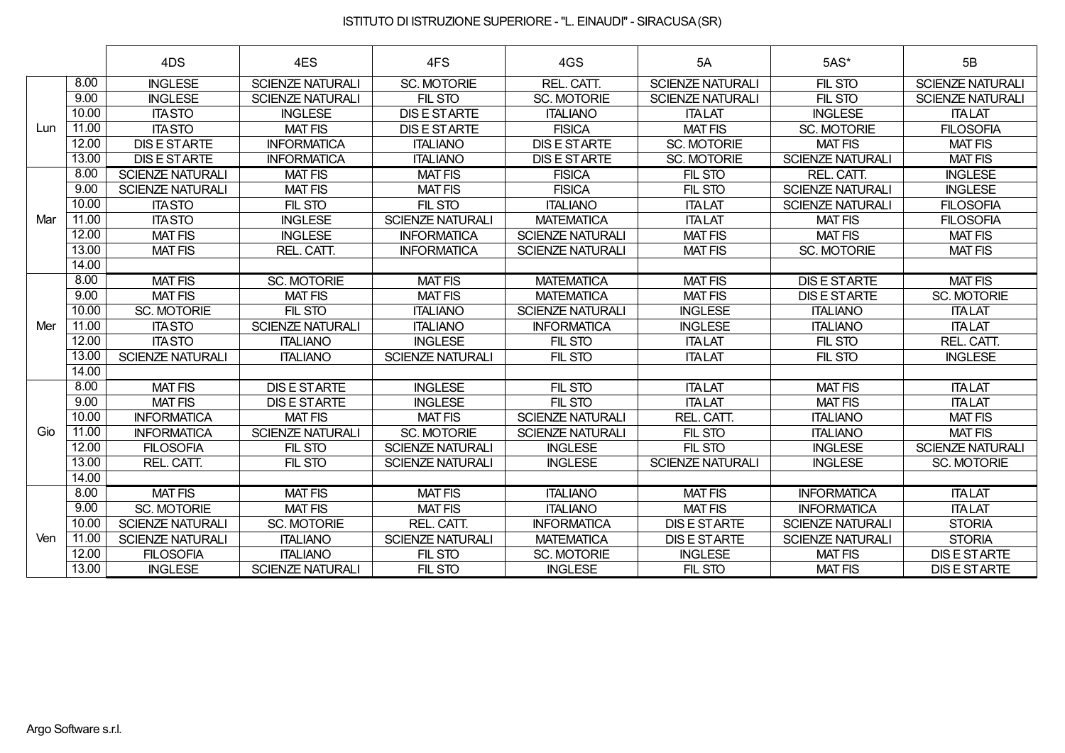ISTITUTO DI ISTRUZIONE SUPERIORE - "L. EINAUDI" - SIRACUSA (SR)

| | | 4DS | 4ES | 4FS | 4GS | 5A | 5AS* | 5B |
|---|---|---|---|---|---|---|---|---|
| Lun | 8.00 | INGLESE | SCIENZE NATURALI | SC. MOTORIE | REL. CATT. | SCIENZE NATURALI | FIL STO | SCIENZE NATURALI |
| | 9.00 | INGLESE | SCIENZE NATURALI | FIL STO | SC. MOTORIE | SCIENZE NATURALI | FIL STO | SCIENZE NATURALI |
| | 10.00 | ITA STO | INGLESE | DIS E ST ARTE | ITALIANO | ITA LAT | INGLESE | ITA LAT |
| | 11.00 | ITA STO | MAT FIS | DIS E ST ARTE | FISICA | MAT FIS | SC. MOTORIE | FILOSOFIA |
| | 12.00 | DIS E ST ARTE | INFORMATICA | ITALIANO | DIS E ST ARTE | SC. MOTORIE | MAT FIS | MAT FIS |
| | 13.00 | DIS E ST ARTE | INFORMATICA | ITALIANO | DIS E ST ARTE | SC. MOTORIE | SCIENZE NATURALI | MAT FIS |
| Mar | 8.00 | SCIENZE NATURALI | MAT FIS | MAT FIS | FISICA | FIL STO | REL. CATT. | INGLESE |
| | 9.00 | SCIENZE NATURALI | MAT FIS | MAT FIS | FISICA | FIL STO | SCIENZE NATURALI | INGLESE |
| | 10.00 | ITA STO | FIL STO | FIL STO | ITALIANO | ITA LAT | SCIENZE NATURALI | FILOSOFIA |
| | 11.00 | ITA STO | INGLESE | SCIENZE NATURALI | MATEMATICA | ITA LAT | MAT FIS | FILOSOFIA |
| | 12.00 | MAT FIS | INGLESE | INFORMATICA | SCIENZE NATURALI | MAT FIS | MAT FIS | MAT FIS |
| | 13.00 | MAT FIS | REL. CATT. | INFORMATICA | SCIENZE NATURALI | MAT FIS | SC. MOTORIE | MAT FIS |
| | 14.00 | | | | | | | |
| Mer | 8.00 | MAT FIS | SC. MOTORIE | MAT FIS | MATEMATICA | MAT FIS | DIS E ST ARTE | MAT FIS |
| | 9.00 | MAT FIS | MAT FIS | MAT FIS | MATEMATICA | MAT FIS | DIS E ST ARTE | SC. MOTORIE |
| | 10.00 | SC. MOTORIE | FIL STO | ITALIANO | SCIENZE NATURALI | INGLESE | ITALIANO | ITA LAT |
| | 11.00 | ITA STO | SCIENZE NATURALI | ITALIANO | INFORMATICA | INGLESE | ITALIANO | ITA LAT |
| | 12.00 | ITA STO | ITALIANO | INGLESE | FIL STO | ITA LAT | FIL STO | REL. CATT. |
| | 13.00 | SCIENZE NATURALI | ITALIANO | SCIENZE NATURALI | FIL STO | ITA LAT | FIL STO | INGLESE |
| | 14.00 | | | | | | | |
| Gio | 8.00 | MAT FIS | DIS E ST ARTE | INGLESE | FIL STO | ITA LAT | MAT FIS | ITA LAT |
| | 9.00 | MAT FIS | DIS E ST ARTE | INGLESE | FIL STO | ITA LAT | MAT FIS | ITA LAT |
| | 10.00 | INFORMATICA | MAT FIS | MAT FIS | SCIENZE NATURALI | REL. CATT. | ITALIANO | MAT FIS |
| | 11.00 | INFORMATICA | SCIENZE NATURALI | SC. MOTORIE | SCIENZE NATURALI | FIL STO | ITALIANO | MAT FIS |
| | 12.00 | FILOSOFIA | FIL STO | SCIENZE NATURALI | INGLESE | FIL STO | INGLESE | SCIENZE NATURALI |
| | 13.00 | REL. CATT. | FIL STO | SCIENZE NATURALI | INGLESE | SCIENZE NATURALI | INGLESE | SC. MOTORIE |
| | 14.00 | | | | | | | |
| Ven | 8.00 | MAT FIS | MAT FIS | MAT FIS | ITALIANO | MAT FIS | INFORMATICA | ITA LAT |
| | 9.00 | SC. MOTORIE | MAT FIS | MAT FIS | ITALIANO | MAT FIS | INFORMATICA | ITA LAT |
| | 10.00 | SCIENZE NATURALI | SC. MOTORIE | REL. CATT. | INFORMATICA | DIS E ST ARTE | SCIENZE NATURALI | STORIA |
| | 11.00 | SCIENZE NATURALI | ITALIANO | SCIENZE NATURALI | MATEMATICA | DIS E ST ARTE | SCIENZE NATURALI | STORIA |
| | 12.00 | FILOSOFIA | ITALIANO | FIL STO | SC. MOTORIE | INGLESE | MAT FIS | DIS E ST ARTE |
| | 13.00 | INGLESE | SCIENZE NATURALI | FIL STO | INGLESE | FIL STO | MAT FIS | DIS E ST ARTE |

Argo Software s.r.l.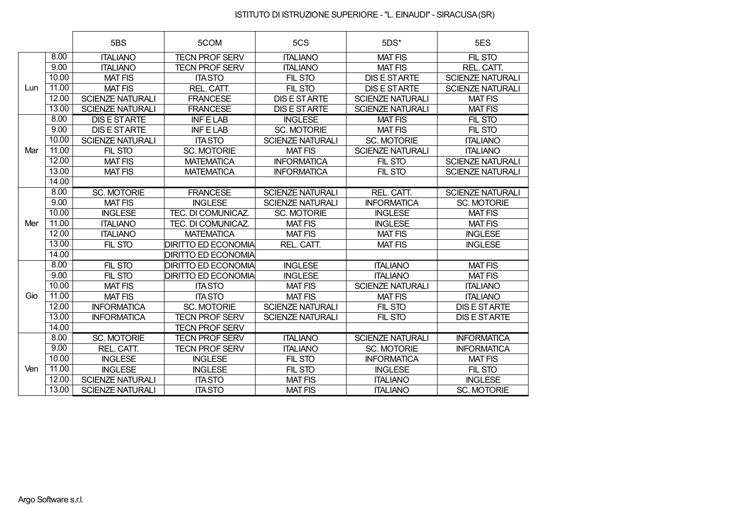ISTITUTO DI ISTRUZIONE SUPERIORE - "L. EINAUDI" - SIRACUSA (SR)

| | | 5BS | 5COM | 5CS | 5DS* | 5ES |
|---|---|---|---|---|---|---|
| Lun | 8.00 | ITALIANO | TECN PROF SERV | ITALIANO | MAT FIS | FIL STO |
| | 9.00 | ITALIANO | TECN PROF SERV | ITALIANO | MAT FIS | REL. CATT. |
| | 10.00 | MAT FIS | ITA STO | FIL STO | DIS E ST ARTE | SCIENZE NATURALI |
| | 11.00 | MAT FIS | REL. CATT. | FIL STO | DIS E ST ARTE | SCIENZE NATURALI |
| | 12.00 | SCIENZE NATURALI | FRANCESE | DIS E ST ARTE | SCIENZE NATURALI | MAT FIS |
| | 13.00 | SCIENZE NATURALI | FRANCESE | DIS E ST ARTE | SCIENZE NATURALI | MAT FIS |
| Mar | 8.00 | DIS E ST ARTE | INF E LAB | INGLESE | MAT FIS | FIL STO |
| | 9.00 | DIS E ST ARTE | INF E LAB | SC. MOTORIE | MAT FIS | FIL STO |
| | 10.00 | SCIENZE NATURALI | ITA STO | SCIENZE NATURALI | SC. MOTORIE | ITALIANO |
| | 11.00 | FIL STO | SC. MOTORIE | MAT FIS | SCIENZE NATURALI | ITALIANO |
| | 12.00 | MAT FIS | MATEMATICA | INFORMATICA | FIL STO | SCIENZE NATURALI |
| | 13.00 | MAT FIS | MATEMATICA | INFORMATICA | FIL STO | SCIENZE NATURALI |
| | 14.00 | | | | | |
| Mer | 8.00 | SC. MOTORIE | FRANCESE | SCIENZE NATURALI | REL. CATT. | SCIENZE NATURALI |
| | 9.00 | MAT FIS | INGLESE | SCIENZE NATURALI | INFORMATICA | SC. MOTORIE |
| | 10.00 | INGLESE | TEC. DI COMUNICAZ. | SC. MOTORIE | INGLESE | MAT FIS |
| | 11.00 | ITALIANO | TEC. DI COMUNICAZ. | MAT FIS | INGLESE | MAT FIS |
| | 12.00 | ITALIANO | MATEMATICA | MAT FIS | MAT FIS | INGLESE |
| | 13.00 | FIL STO | DIRITTO ED ECONOMIA | REL. CATT. | MAT FIS | INGLESE |
| | 14.00 | | DIRITTO ED ECONOMIA | | | |
| Gio | 8.00 | FIL STO | DIRITTO ED ECONOMIA | INGLESE | ITALIANO | MAT FIS |
| | 9.00 | FIL STO | DIRITTO ED ECONOMIA | INGLESE | ITALIANO | MAT FIS |
| | 10.00 | MAT FIS | ITA STO | MAT FIS | SCIENZE NATURALI | ITALIANO |
| | 11.00 | MAT FIS | ITA STO | MAT FIS | MAT FIS | ITALIANO |
| | 12.00 | INFORMATICA | SC. MOTORIE | SCIENZE NATURALI | FIL STO | DIS E ST ARTE |
| | 13.00 | INFORMATICA | TECN PROF SERV | SCIENZE NATURALI | FIL STO | DIS E ST ARTE |
| | 14.00 | | TECN PROF SERV | | | |
| Ven | 8.00 | SC. MOTORIE | TECN PROF SERV | ITALIANO | SCIENZE NATURALI | INFORMATICA |
| | 9.00 | REL. CATT. | TECN PROF SERV | ITALIANO | SC. MOTORIE | INFORMATICA |
| | 10.00 | INGLESE | INGLESE | FIL STO | INFORMATICA | MAT FIS |
| | 11.00 | INGLESE | INGLESE | FIL STO | INGLESE | FIL STO |
| | 12.00 | SCIENZE NATURALI | ITA STO | MAT FIS | ITALIANO | INGLESE |
| | 13.00 | SCIENZE NATURALI | ITA STO | MAT FIS | ITALIANO | SC. MOTORIE |

Argo Software s.r.l.